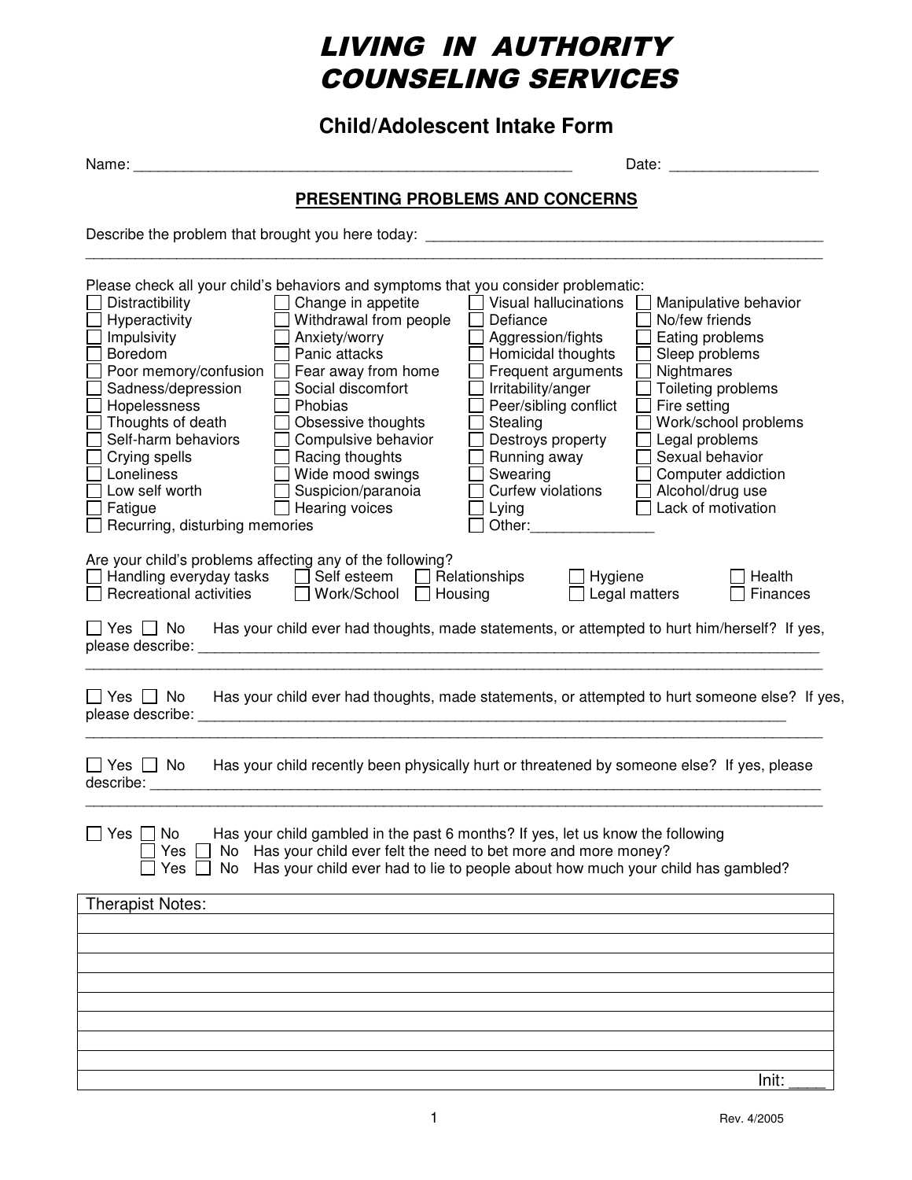# LIVING IN AUTHORITY COUNSELING SERVICES

## Child/Adolescent Intake Form

Name: ____________________________________________________ Date: _________________

### PRESENTING PROBLEMS AND CONCERNS

Describe the problem that brought you here today: _______________________________________________
_____________________________________________________________________________________

Please check all your child's behaviors and symptoms that you consider problematic:

| | | | |
|---|---|---|---|
| ☐ Distractibility | ☐ Change in appetite | ☐ Visual hallucinations | ☐ Manipulative behavior |
| ☐ Hyperactivity | ☐ Withdrawal from people | ☐ Defiance | ☐ No/few friends |
| ☐ Impulsivity | ☐ Anxiety/worry | ☐ Aggression/fights | ☐ Eating problems |
| ☐ Boredom | ☐ Panic attacks | ☐ Homicidal thoughts | ☐ Sleep problems |
| ☐ Poor memory/confusion | ☐ Fear away from home | ☐ Frequent arguments | ☐ Nightmares |
| ☐ Sadness/depression | ☐ Social discomfort | ☐ Irritability/anger | ☐ Toileting problems |
| ☐ Hopelessness | ☐ Phobias | ☐ Peer/sibling conflict | ☐ Fire setting |
| ☐ Thoughts of death | ☐ Obsessive thoughts | ☐ Stealing | ☐ Work/school problems |
| ☐ Self-harm behaviors | ☐ Compulsive behavior | ☐ Destroys property | ☐ Legal problems |
| ☐ Crying spells | ☐ Racing thoughts | ☐ Running away | ☐ Sexual behavior |
| ☐ Loneliness | ☐ Wide mood swings | ☐ Swearing | ☐ Computer addiction |
| ☐ Low self worth | ☐ Suspicion/paranoia | ☐ Curfew violations | ☐ Alcohol/drug use |
| ☐ Fatigue | ☐ Hearing voices | ☐ Lying | ☐ Lack of motivation |
| ☐ Recurring, disturbing memories | | ☐ Other:_______________ | |

Are your child's problems affecting any of the following?

| | | | | |
|---|---|---|---|---|
| ☐ Handling everyday tasks | ☐ Self esteem | ☐ Relationships | ☐ Hygiene | ☐ Health |
| ☐ Recreational activities | ☐ Work/School | ☐ Housing | ☐ Legal matters | ☐ Finances |

☐ Yes ☐ No Has your child ever had thoughts, made statements, or attempted to hurt him/herself? If yes, please describe: ________________________________________________________________________________
_____________________________________________________________________________________

☐ Yes ☐ No Has your child ever had thoughts, made statements, or attempted to hurt someone else? If yes, please describe: ____________________________________________________________________________
_____________________________________________________________________________________

☐ Yes ☐ No Has your child recently been physically hurt or threatened by someone else? If yes, please describe: _______________________________________________________________________________________
_____________________________________________________________________________________

☐ Yes ☐ No Has your child gambled in the past 6 months? If yes, let us know the following
- ☐ Yes ☐ No Has your child ever felt the need to bet more and more money?
- ☐ Yes ☐ No Has your child ever had to lie to people about how much your child has gambled?

| Therapist Notes: |
|---|
| |
| |
| |
| |
| |
| |
| |
| |
| Init: ____ |

Rev. 4/2005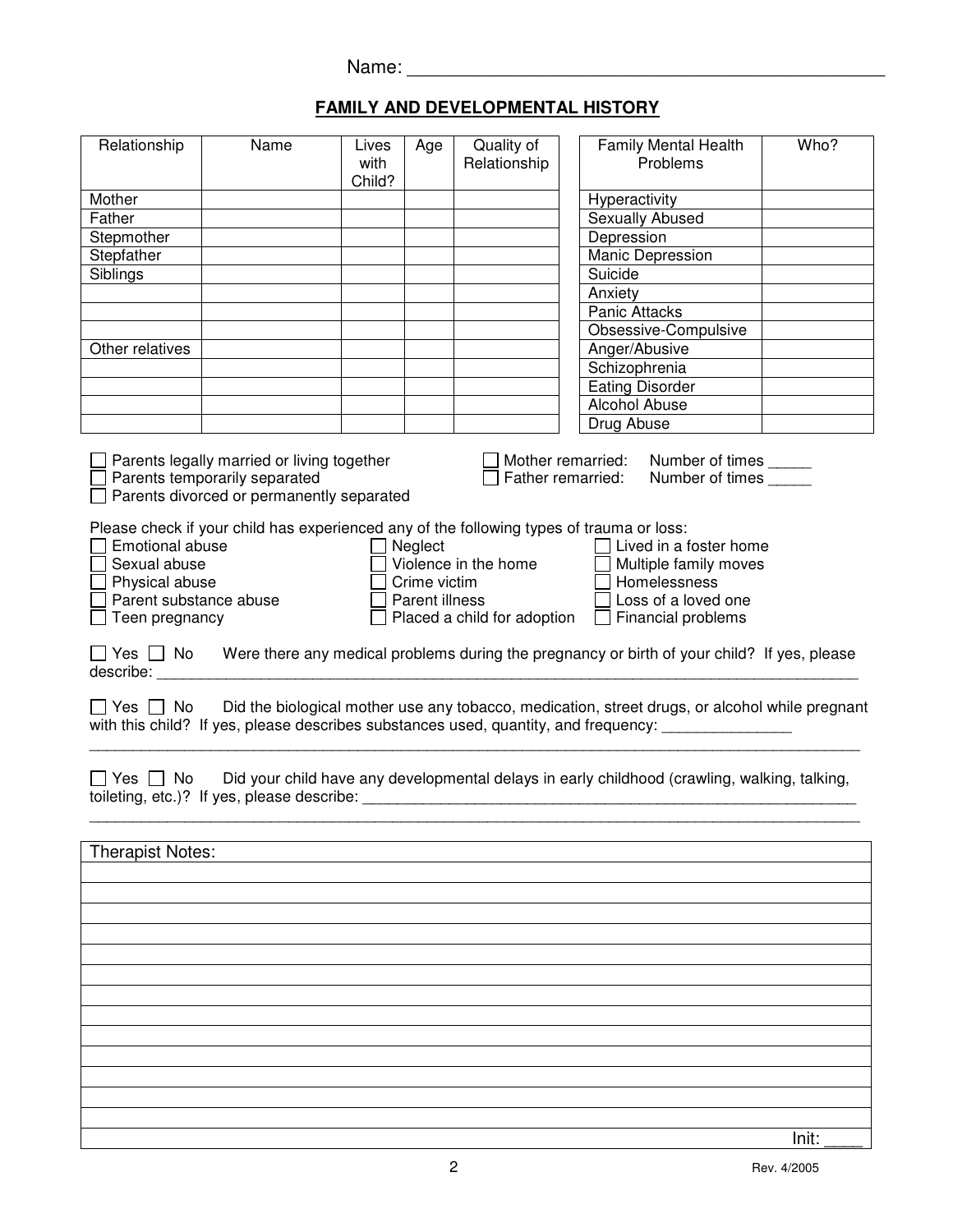Name: ____________________________________________

## FAMILY AND DEVELOPMENTAL HISTORY

| Relationship | Name | Lives with Child? | Age | Quality of Relationship |
|---|---|---|---|---|
| Mother | | | | |
| Father | | | | |
| Stepmother | | | | |
| Stepfather | | | | |
| Siblings | | | | |
| | | | | |
| | | | | |
| | | | | |
| Other relatives | | | | |
| | | | | |
| | | | | |
| | | | | |

| Family Mental Health Problems | Who? |
|---|---|
| Hyperactivity | |
| Sexually Abused | |
| Depression | |
| Manic Depression | |
| Suicide | |
| Anxiety | |
| Panic Attacks | |
| Obsessive-Compulsive | |
| Anger/Abusive | |
| Schizophrenia | |
| Eating Disorder | |
| Alcohol Abuse | |
| Drug Abuse | |

☐ Parents legally married or living together
☐ Parents temporarily separated
☐ Parents divorced or permanently separated

☐ Mother remarried: Number of times _____
☐ Father remarried: Number of times _____

Please check if your child has experienced any of the following types of trauma or loss:

☐ Emotional abuse
☐ Sexual abuse
☐ Physical abuse
☐ Parent substance abuse
☐ Teen pregnancy
☐ Neglect
☐ Violence in the home
☐ Crime victim
☐ Parent illness
☐ Placed a child for adoption
☐ Lived in a foster home
☐ Multiple family moves
☐ Homelessness
☐ Loss of a loved one
☐ Financial problems

☐ Yes ☐ No Were there any medical problems during the pregnancy or birth of your child? If yes, please describe: ________________________________________________________________________

☐ Yes ☐ No Did the biological mother use any tobacco, medication, street drugs, or alcohol while pregnant with this child? If yes, please describes substances used, quantity, and frequency: _______________
________________________________________________________________________

☐ Yes ☐ No Did your child have any developmental delays in early childhood (crawling, walking, talking, toileting, etc.)? If yes, please describe: ____________________________________________
________________________________________________________________________

| Therapist Notes: |
|---|
| |
| |
| |
| |
| |
| |
| |
| |
| |
| |
| |
| |
| |
| Init: ____ |

Rev. 4/2005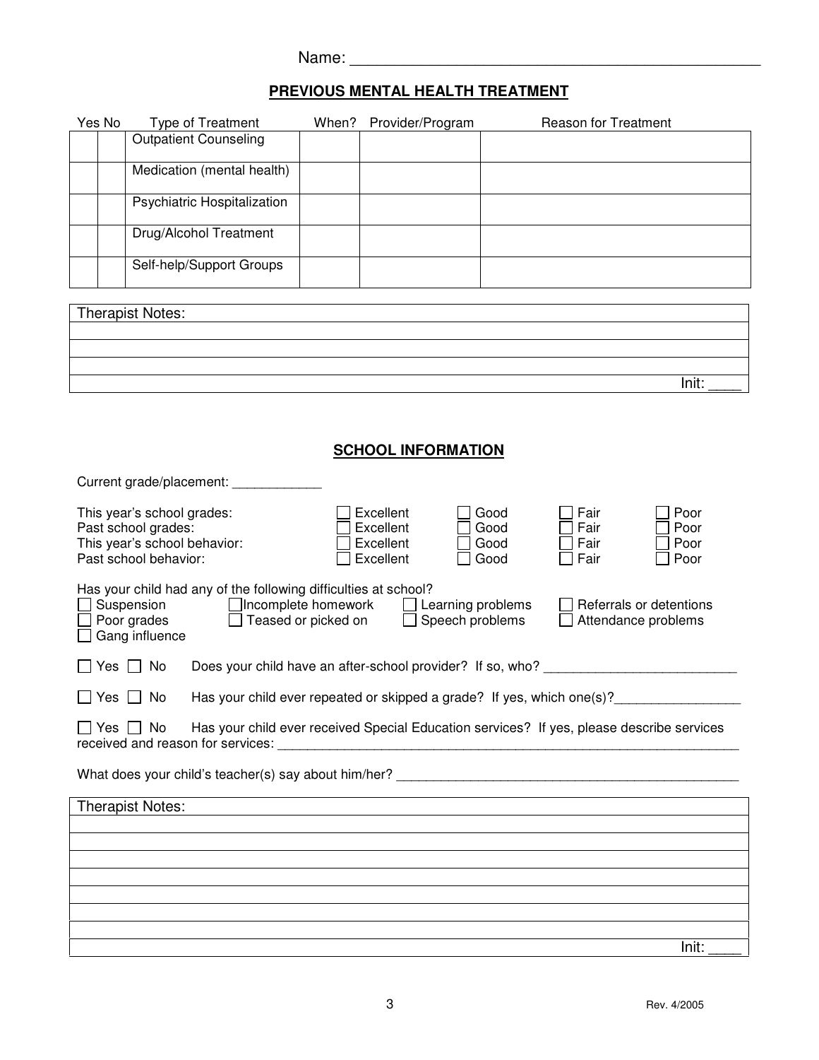Name: ____________________________________________

## PREVIOUS MENTAL HEALTH TREATMENT

| Yes | No | Type of Treatment | When? | Provider/Program | Reason for Treatment |
|---|---|---|---|---|---|
| | | Outpatient Counseling | | | |
| | | Medication (mental health) | | | |
| | | Psychiatric Hospitalization | | | |
| | | Drug/Alcohol Treatment | | | |
| | | Self-help/Support Groups | | | |

| Therapist Notes: |
|---|
| |
| |
| |
| Init: ____ |

## SCHOOL INFORMATION

Current grade/placement: ____________

| | | | | |
|---|---|---|---|---|
| This year's school grades: | ☐ Excellent | ☐ Good | ☐ Fair | ☐ Poor |
| Past school grades: | ☐ Excellent | ☐ Good | ☐ Fair | ☐ Poor |
| This year's school behavior: | ☐ Excellent | ☐ Good | ☐ Fair | ☐ Poor |
| Past school behavior: | ☐ Excellent | ☐ Good | ☐ Fair | ☐ Poor |

Has your child had any of the following difficulties at school?

☐ Suspension ☐ Incomplete homework ☐ Learning problems ☐ Referrals or detentions
☐ Poor grades ☐ Teased or picked on ☐ Speech problems ☐ Attendance problems
☐ Gang influence

☐ Yes ☐ No Does your child have an after-school provider? If so, who? __________________________

☐ Yes ☐ No Has your child ever repeated or skipped a grade? If yes, which one(s)?_________________

☐ Yes ☐ No Has your child ever received Special Education services? If yes, please describe services received and reason for services: ________________________________________________________________

What does your child's teacher(s) say about him/her? _______________________________________________

| Therapist Notes: |
|---|
| |
| |
| |
| |
| |
| |
| |
| Init: ____ |

Rev. 4/2005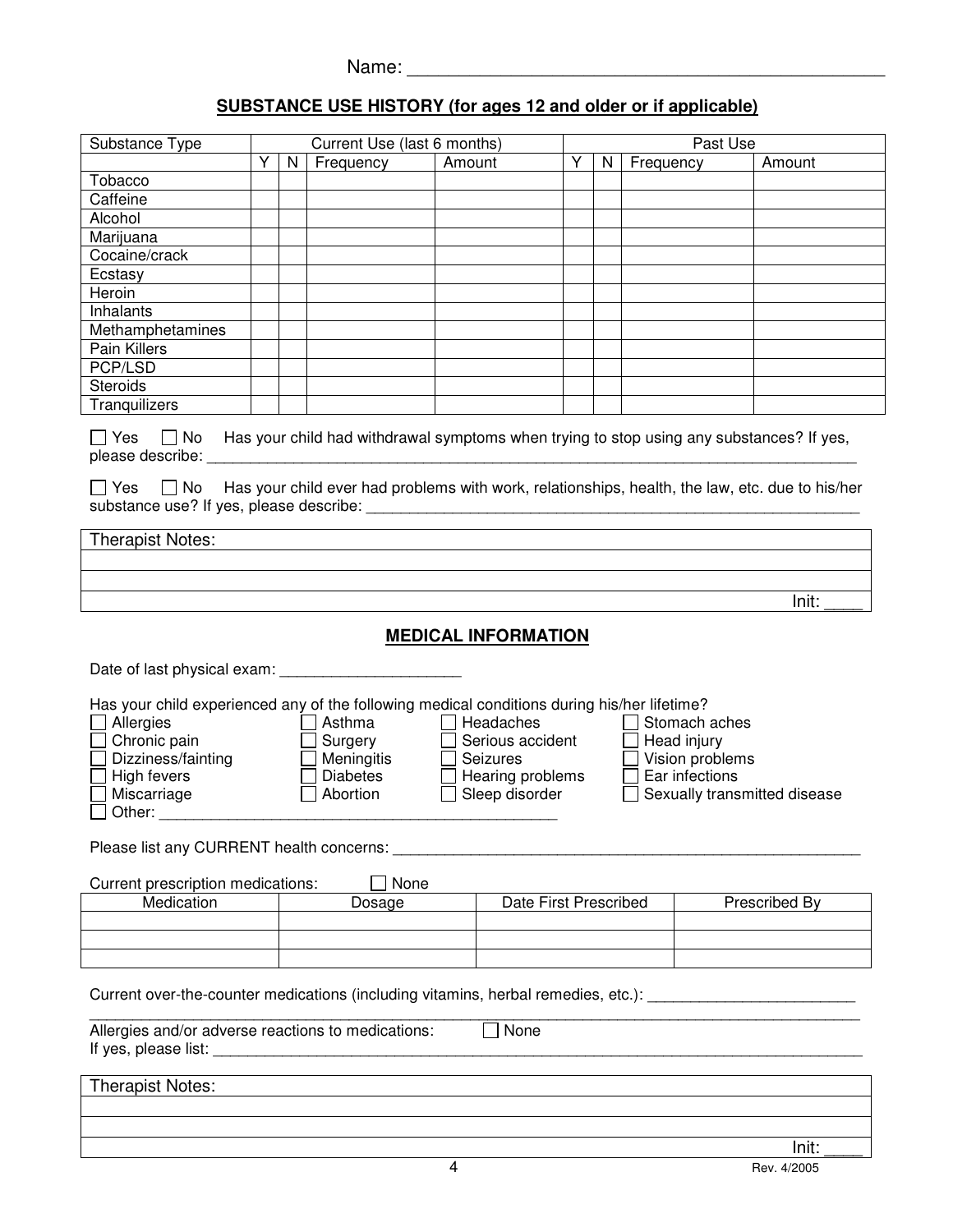Name: ______________________________________________

## SUBSTANCE USE HISTORY (for ages 12 and older or if applicable)

| Substance Type | Current Use (last 6 months) | | | | Past Use | | | |
|---|---|---|---|---|---|---|---|---|
| | Y | N | Frequency | Amount | Y | N | Frequency | Amount |
| Tobacco | | | | | | | | |
| Caffeine | | | | | | | | |
| Alcohol | | | | | | | | |
| Marijuana | | | | | | | | |
| Cocaine/crack | | | | | | | | |
| Ecstasy | | | | | | | | |
| Heroin | | | | | | | | |
| Inhalants | | | | | | | | |
| Methamphetamines | | | | | | | | |
| Pain Killers | | | | | | | | |
| PCP/LSD | | | | | | | | |
| Steroids | | | | | | | | |
| Tranquilizers | | | | | | | | |

☐ Yes ☐ No Has your child had withdrawal symptoms when trying to stop using any substances? If yes, please describe: ______________________________________________

☐ Yes ☐ No Has your child ever had problems with work, relationships, health, the law, etc. due to his/her substance use? If yes, please describe: ______________________________________________

| Therapist Notes: |
|---|
| |
| |
| Init: ____ |

## MEDICAL INFORMATION

Date of last physical exam: ____________________

Has your child experienced any of the following medical conditions during his/her lifetime?

☐ Allergies ☐ Asthma ☐ Headaches ☐ Stomach aches
☐ Chronic pain ☐ Surgery ☐ Serious accident ☐ Head injury
☐ Dizziness/fainting ☐ Meningitis ☐ Seizures ☐ Vision problems
☐ High fevers ☐ Diabetes ☐ Hearing problems ☐ Ear infections
☐ Miscarriage ☐ Abortion ☐ Sleep disorder ☐ Sexually transmitted disease
☐ Other: ______________________________________________

Please list any CURRENT health concerns: ______________________________________________

Current prescription medications: ☐ None

| Medication | Dosage | Date First Prescribed | Prescribed By |
|---|---|---|---|
| | | | |
| | | | |
| | | | |

Current over-the-counter medications (including vitamins, herbal remedies, etc.): ________________________
______________________________________________

Allergies and/or adverse reactions to medications: ☐ None
If yes, please list: ______________________________________________

| Therapist Notes: |
|---|
| |
| |
| Init: ____ |

Rev. 4/2005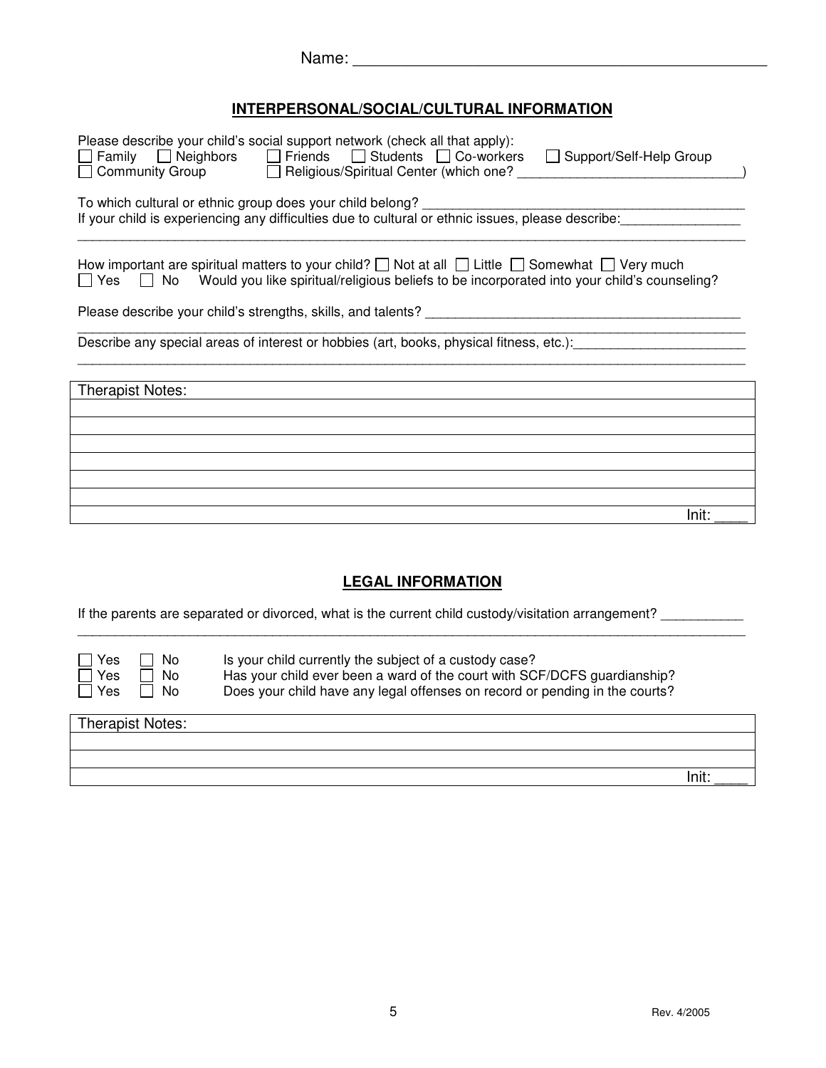Name: ____________________________________________

## INTERPERSONAL/SOCIAL/CULTURAL INFORMATION

Please describe your child's social support network (check all that apply):
☐ Family ☐ Neighbors ☐ Friends ☐ Students ☐ Co-workers ☐ Support/Self-Help Group
☐ Community Group ☐ Religious/Spiritual Center (which one? ______________________________)

To which cultural or ethnic group does your child belong? ________________________________________
If your child is experiencing any difficulties due to cultural or ethnic issues, please describe:_______________
_____________________________________________________________________________________

How important are spiritual matters to your child? ☐ Not at all ☐ Little ☐ Somewhat ☐ Very much
☐ Yes ☐ No Would you like spiritual/religious beliefs to be incorporated into your child's counseling?

Please describe your child's strengths, skills, and talents? ________________________________________
_____________________________________________________________________________________
Describe any special areas of interest or hobbies (art, books, physical fitness, etc.):______________________
_____________________________________________________________________________________

| Therapist Notes: |
|---|
| |
| |
| |
| |
| |
| |
| Init: ____ |

## LEGAL INFORMATION

If the parents are separated or divorced, what is the current child custody/visitation arrangement? __________
_____________________________________________________________________________________

☐ Yes ☐ No Is your child currently the subject of a custody case?
☐ Yes ☐ No Has your child ever been a ward of the court with SCF/DCFS guardianship?
☐ Yes ☐ No Does your child have any legal offenses on record or pending in the courts?

| Therapist Notes: |
|---|
| |
| |
| Init: ____ |

Rev. 4/2005